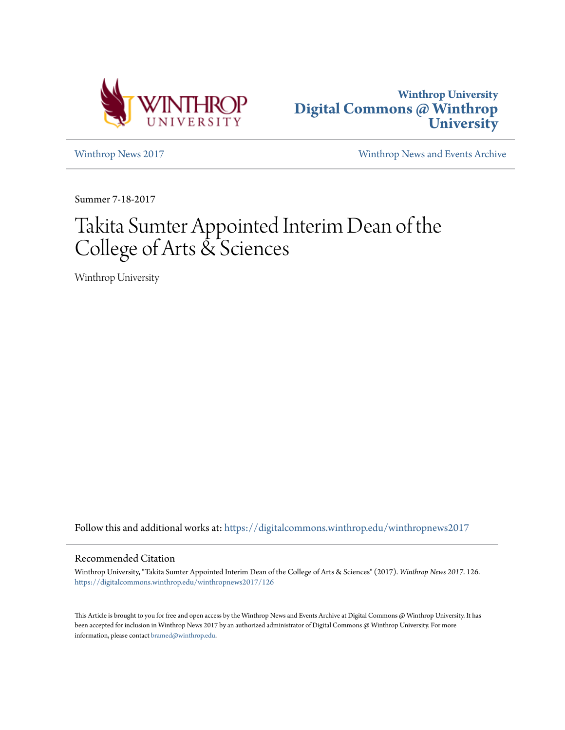Winthrop University
**Digital Commons @ Winthrop University**

Winthrop News 2017 | Winthrop News and Events Archive

Summer 7-18-2017

# Takita Sumter Appointed Interim Dean of the College of Arts & Sciences

Winthrop University

Follow this and additional works at: https://digitalcommons.winthrop.edu/winthropnews2017

## Recommended Citation

Winthrop University, "Takita Sumter Appointed Interim Dean of the College of Arts & Sciences" (2017). *Winthrop News 2017*. 126.
https://digitalcommons.winthrop.edu/winthropnews2017/126

This Article is brought to you for free and open access by the Winthrop News and Events Archive at Digital Commons @ Winthrop University. It has been accepted for inclusion in Winthrop News 2017 by an authorized administrator of Digital Commons @ Winthrop University. For more information, please contact bramed@winthrop.edu.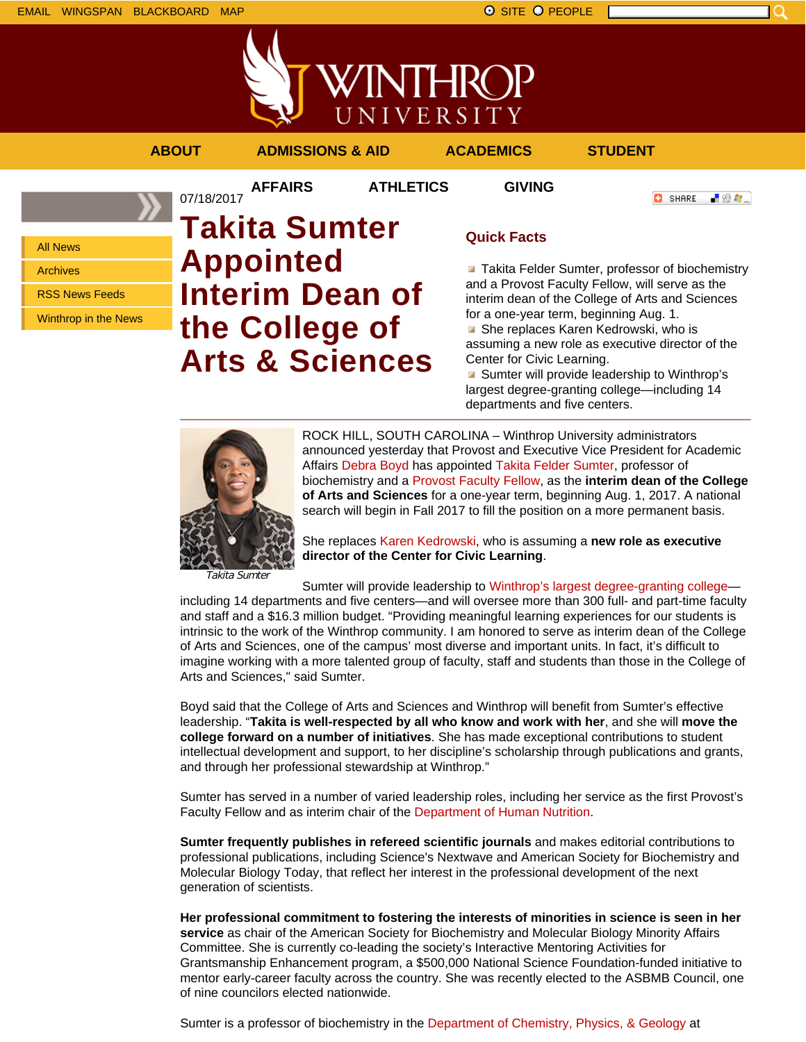EMAIL WINGSPAN BLACKBOARD MAP

SITE PEOPLE

ABOUT ADMISSIONS & AID ACADEMICS STUDENT AFFAIRS ATHLETICS GIVING

- All News
- Archives
- RSS News Feeds
- Winthrop in the News

07/18/2017

# Takita Sumter Appointed Interim Dean of the College of Arts & Sciences

## Quick Facts

- Takita Felder Sumter, professor of biochemistry and a Provost Faculty Fellow, will serve as the interim dean of the College of Arts and Sciences for a one-year term, beginning Aug. 1.
- She replaces Karen Kedrowski, who is assuming a new role as executive director of the Center for Civic Learning.
- Sumter will provide leadership to Winthrop's largest degree-granting college—including 14 departments and five centers.

*Takita Sumter*

ROCK HILL, SOUTH CAROLINA – Winthrop University administrators announced yesterday that Provost and Executive Vice President for Academic Affairs Debra Boyd has appointed Takita Felder Sumter, professor of biochemistry and a Provost Faculty Fellow, as the **interim dean of the College of Arts and Sciences** for a one-year term, beginning Aug. 1, 2017. A national search will begin in Fall 2017 to fill the position on a more permanent basis.

She replaces Karen Kedrowski, who is assuming a **new role as executive director of the Center for Civic Learning**.

Sumter will provide leadership to Winthrop's largest degree-granting college—including 14 departments and five centers—and will oversee more than 300 full- and part-time faculty and staff and a $16.3 million budget. "Providing meaningful learning experiences for our students is intrinsic to the work of the Winthrop community. I am honored to serve as interim dean of the College of Arts and Sciences, one of the campus' most diverse and important units. In fact, it's difficult to imagine working with a more talented group of faculty, staff and students than those in the College of Arts and Sciences," said Sumter.

Boyd said that the College of Arts and Sciences and Winthrop will benefit from Sumter's effective leadership. "**Takita is well-respected by all who know and work with her**, and she will **move the college forward on a number of initiatives**. She has made exceptional contributions to student intellectual development and support, to her discipline's scholarship through publications and grants, and through her professional stewardship at Winthrop."

Sumter has served in a number of varied leadership roles, including her service as the first Provost's Faculty Fellow and as interim chair of the Department of Human Nutrition.

**Sumter frequently publishes in refereed scientific journals** and makes editorial contributions to professional publications, including Science's Nextwave and American Society for Biochemistry and Molecular Biology Today, that reflect her interest in the professional development of the next generation of scientists.

**Her professional commitment to fostering the interests of minorities in science is seen in her service** as chair of the American Society for Biochemistry and Molecular Biology Minority Affairs Committee. She is currently co-leading the society's Interactive Mentoring Activities for Grantsmanship Enhancement program, a $500,000 National Science Foundation-funded initiative to mentor early-career faculty across the country. She was recently elected to the ASBMB Council, one of nine councilors elected nationwide.

Sumter is a professor of biochemistry in the Department of Chemistry, Physics, & Geology at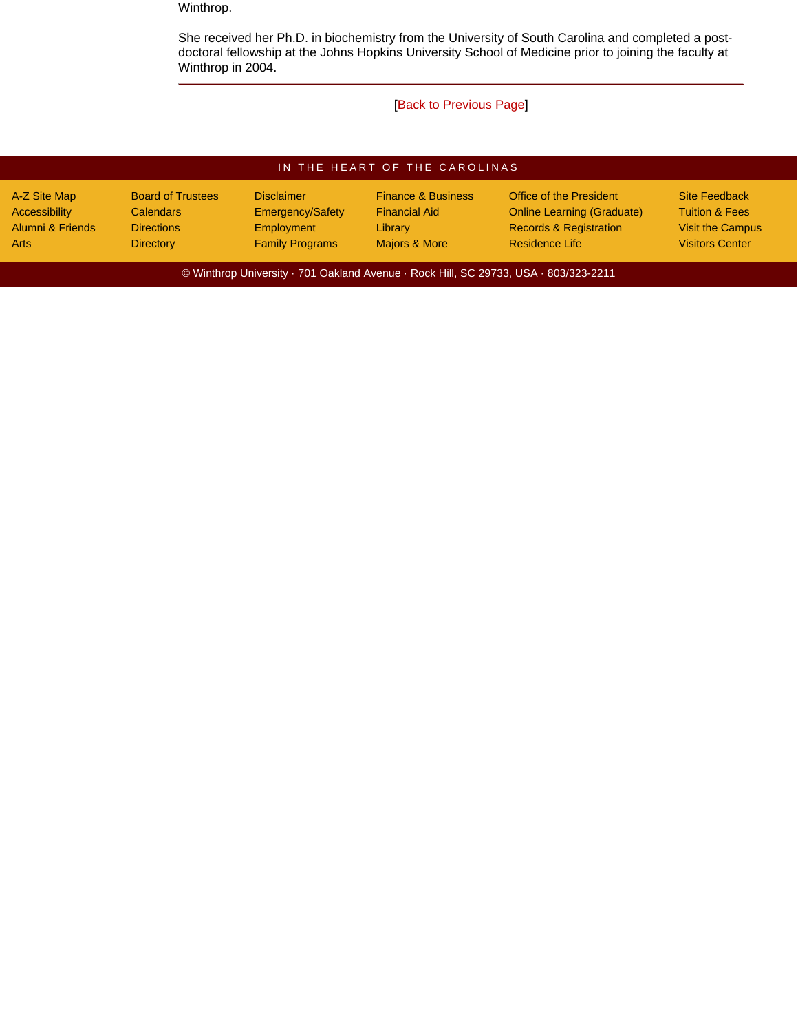Winthrop.

She received her Ph.D. in biochemistry from the University of South Carolina and completed a post-doctoral fellowship at the Johns Hopkins University School of Medicine prior to joining the faculty at Winthrop in 2004.

---

[Back to Previous Page]

IN THE HEART OF THE CAROLINAS

| | | | | | |
|---|---|---|---|---|---|
| A-Z Site Map | Board of Trustees | Disclaimer | Finance & Business | Office of the President | Site Feedback |
| Accessibility | Calendars | Emergency/Safety | Financial Aid | Online Learning (Graduate) | Tuition & Fees |
| Alumni & Friends | Directions | Employment | Library | Records & Registration | Visit the Campus |
| Arts | Directory | Family Programs | Majors & More | Residence Life | Visitors Center |

© Winthrop University · 701 Oakland Avenue · Rock Hill, SC 29733, USA · 803/323-2211